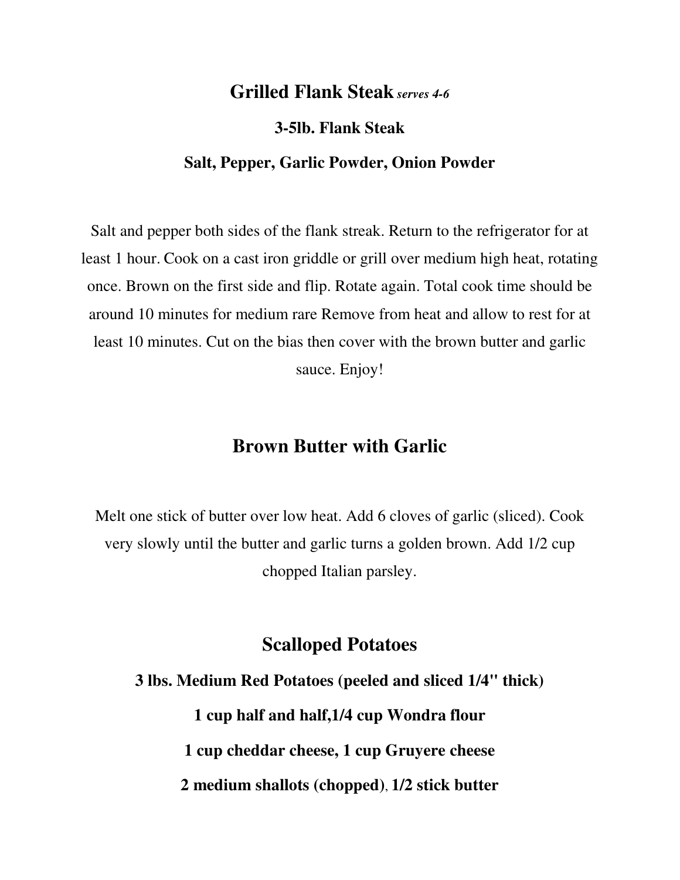## Grilled Flank Steak *serves 4-6*

**3-5lb. Flank Steak**

**Salt, Pepper, Garlic Powder, Onion Powder**

Salt and pepper both sides of the flank streak. Return to the refrigerator for at least 1 hour. Cook on a cast iron griddle or grill over medium high heat, rotating once. Brown on the first side and flip. Rotate again. Total cook time should be around 10 minutes for medium rare Remove from heat and allow to rest for at least 10 minutes. Cut on the bias then cover with the brown butter and garlic sauce. Enjoy!

## Brown Butter with Garlic

Melt one stick of butter over low heat. Add 6 cloves of garlic (sliced). Cook very slowly until the butter and garlic turns a golden brown. Add 1/2 cup chopped Italian parsley.

## Scalloped Potatoes

**3 lbs. Medium Red Potatoes (peeled and sliced 1/4" thick)**

**1 cup half and half,1/4 cup Wondra flour**

**1 cup cheddar cheese, 1 cup Gruyere cheese**

**2 medium shallots (chopped)**, **1/2 stick butter**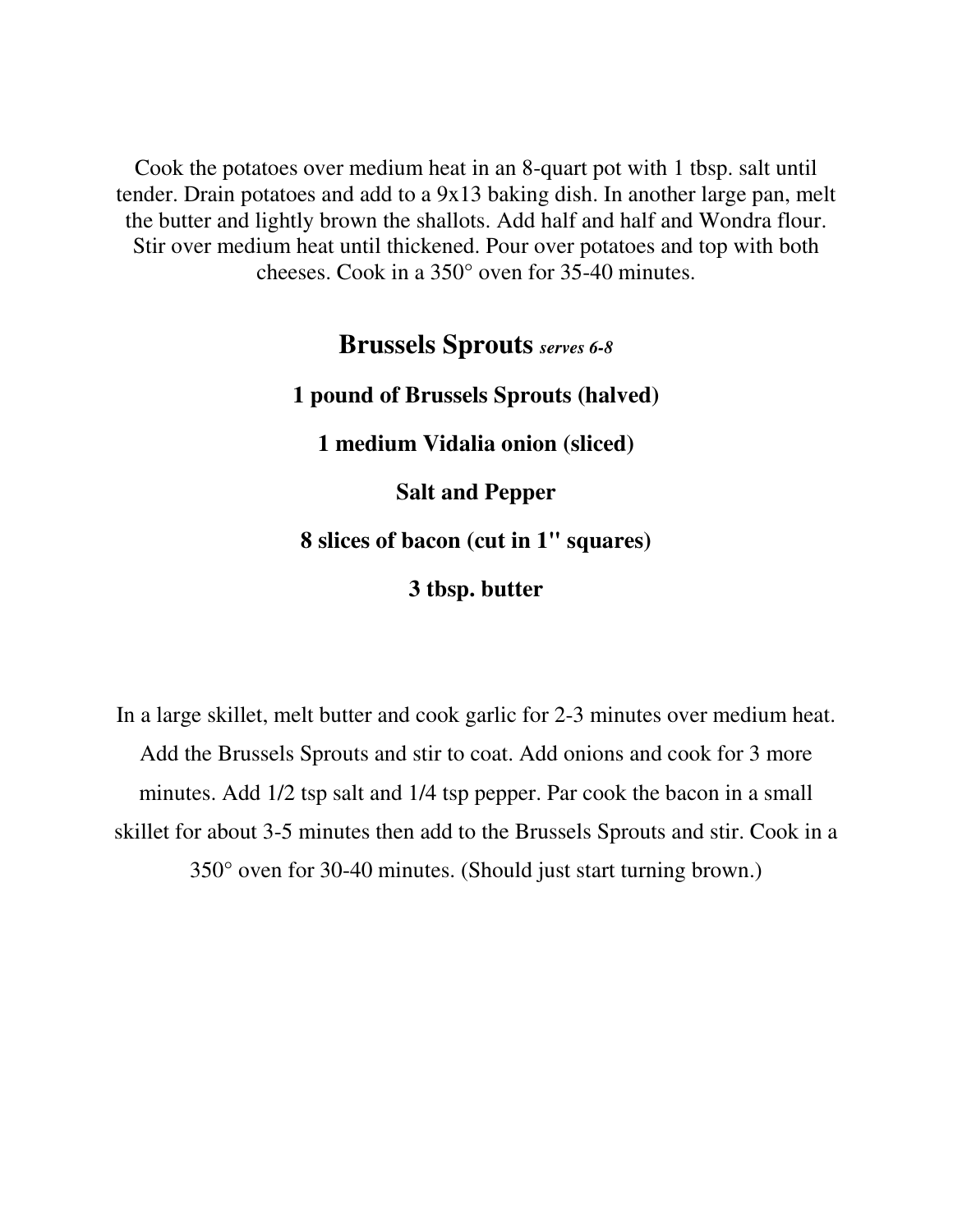Cook the potatoes over medium heat in an 8-quart pot with 1 tbsp. salt until tender. Drain potatoes and add to a 9x13 baking dish. In another large pan, melt the butter and lightly brown the shallots. Add half and half and Wondra flour. Stir over medium heat until thickened. Pour over potatoes and top with both cheeses. Cook in a 350° oven for 35-40 minutes.

## Brussels Sprouts *serves 6-8*

**1 pound of Brussels Sprouts (halved)**

**1 medium Vidalia onion (sliced)**

**Salt and Pepper**

**8 slices of bacon (cut in 1" squares)**

**3 tbsp. butter**

In a large skillet, melt butter and cook garlic for 2-3 minutes over medium heat. Add the Brussels Sprouts and stir to coat. Add onions and cook for 3 more minutes. Add 1/2 tsp salt and 1/4 tsp pepper. Par cook the bacon in a small skillet for about 3-5 minutes then add to the Brussels Sprouts and stir. Cook in a 350° oven for 30-40 minutes. (Should just start turning brown.)